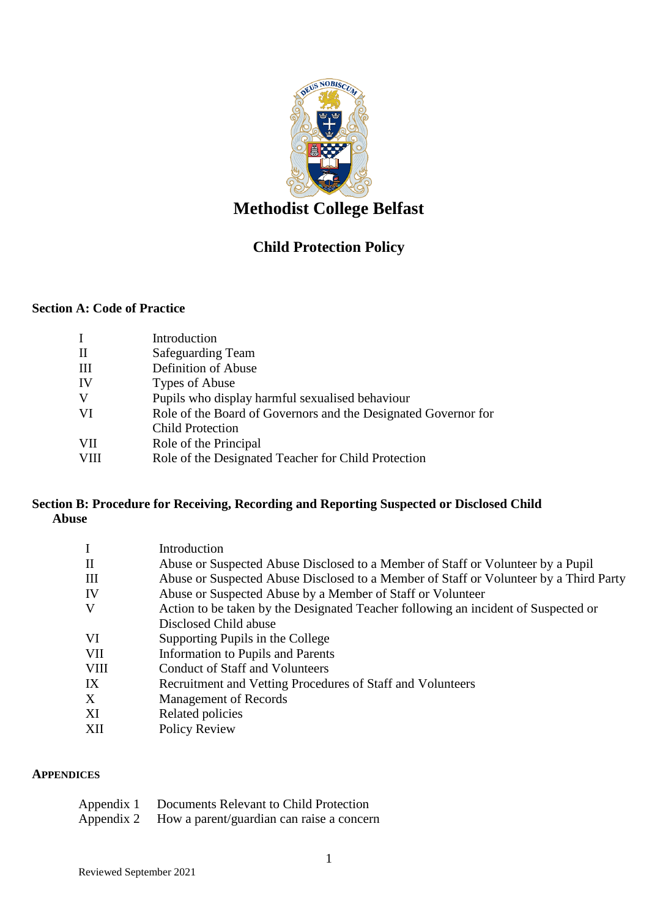# Methodist College Belfast

## Child Protection Policy

### Section A: Code of Practice

| | |
|---|---|
| I | Introduction |
| II | Safeguarding Team |
| III | Definition of Abuse |
| IV | Types of Abuse |
| V | Pupils who display harmful sexualised behaviour |
| VI | Role of the Board of Governors and the Designated Governor for Child Protection |
| VII | Role of the Principal |
| VIII | Role of the Designated Teacher for Child Protection |

### Section B: Procedure for Receiving, Recording and Reporting Suspected or Disclosed Child Abuse

| | |
|---|---|
| I | Introduction |
| II | Abuse or Suspected Abuse Disclosed to a Member of Staff or Volunteer by a Pupil |
| III | Abuse or Suspected Abuse Disclosed to a Member of Staff or Volunteer by a Third Party |
| IV | Abuse or Suspected Abuse by a Member of Staff or Volunteer |
| V | Action to be taken by the Designated Teacher following an incident of Suspected or Disclosed Child abuse |
| VI | Supporting Pupils in the College |
| VII | Information to Pupils and Parents |
| VIII | Conduct of Staff and Volunteers |
| IX | Recruitment and Vetting Procedures of Staff and Volunteers |
| X | Management of Records |
| XI | Related policies |
| XII | Policy Review |

### APPENDICES

| | |
|---|---|
| Appendix 1 | Documents Relevant to Child Protection |
| Appendix 2 | How a parent/guardian can raise a concern |

Reviewed September 2021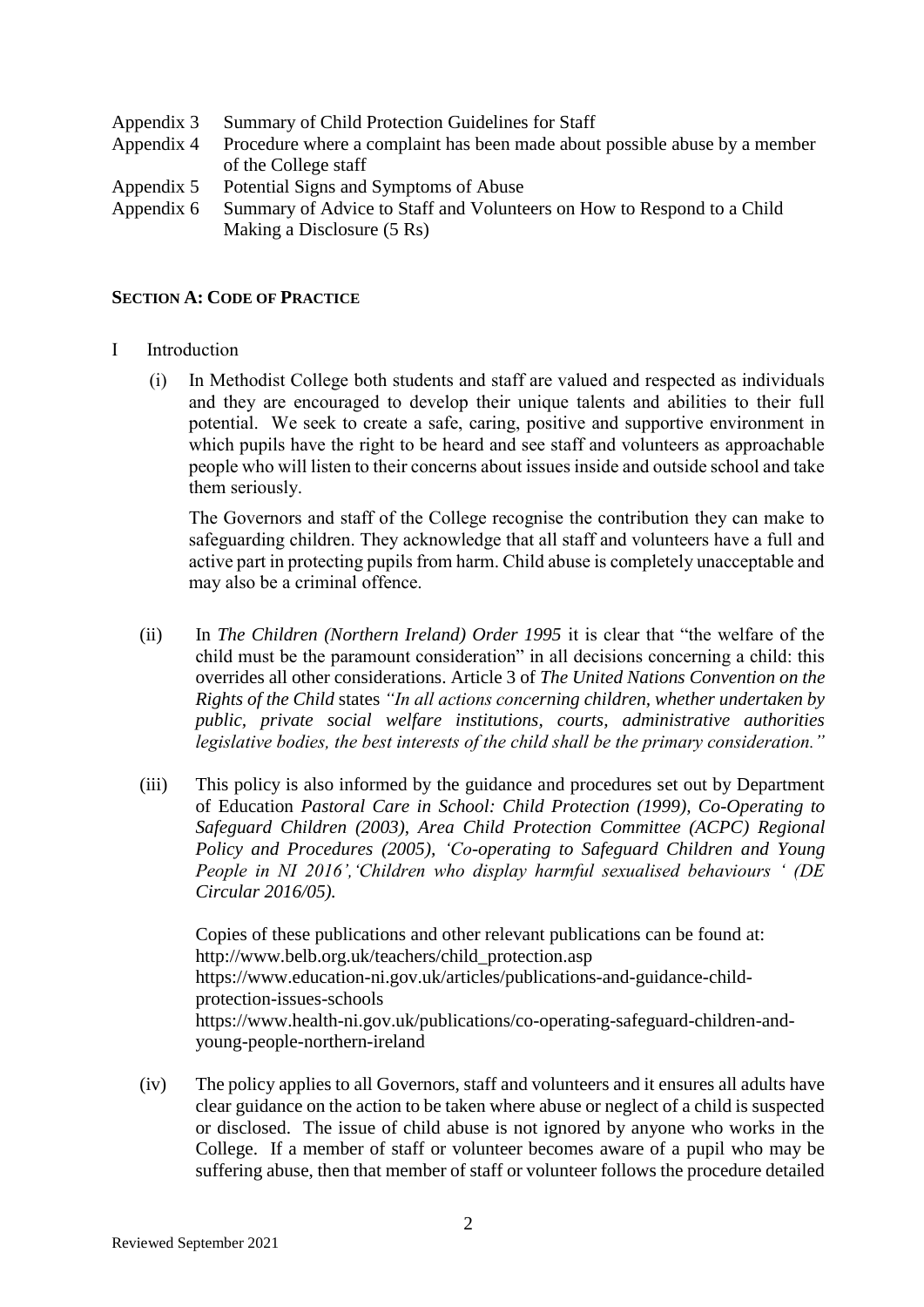Appendix 3 Summary of Child Protection Guidelines for Staff
Appendix 4 Procedure where a complaint has been made about possible abuse by a member of the College staff
Appendix 5 Potential Signs and Symptoms of Abuse
Appendix 6 Summary of Advice to Staff and Volunteers on How to Respond to a Child Making a Disclosure (5 Rs)

**SECTION A: CODE OF PRACTICE**

I Introduction

(i) In Methodist College both students and staff are valued and respected as individuals and they are encouraged to develop their unique talents and abilities to their full potential. We seek to create a safe, caring, positive and supportive environment in which pupils have the right to be heard and see staff and volunteers as approachable people who will listen to their concerns about issues inside and outside school and take them seriously.

The Governors and staff of the College recognise the contribution they can make to safeguarding children. They acknowledge that all staff and volunteers have a full and active part in protecting pupils from harm. Child abuse is completely unacceptable and may also be a criminal offence.

(ii) In *The Children (Northern Ireland) Order 1995* it is clear that "the welfare of the child must be the paramount consideration" in all decisions concerning a child: this overrides all other considerations. Article 3 of *The United Nations Convention on the Rights of the Child* states *"In all actions concerning children, whether undertaken by public, private social welfare institutions, courts, administrative authorities legislative bodies, the best interests of the child shall be the primary consideration."*

(iii) This policy is also informed by the guidance and procedures set out by Department of Education *Pastoral Care in School: Child Protection (1999), Co-Operating to Safeguard Children (2003), Area Child Protection Committee (ACPC) Regional Policy and Procedures (2005), 'Co-operating to Safeguard Children and Young People in NI 2016','Children who display harmful sexualised behaviours ' (DE Circular 2016/05).*

Copies of these publications and other relevant publications can be found at:
http://www.belb.org.uk/teachers/child_protection.asp
https://www.education-ni.gov.uk/articles/publications-and-guidance-child-protection-issues-schools
https://www.health-ni.gov.uk/publications/co-operating-safeguard-children-and-young-people-northern-ireland

(iv) The policy applies to all Governors, staff and volunteers and it ensures all adults have clear guidance on the action to be taken where abuse or neglect of a child is suspected or disclosed. The issue of child abuse is not ignored by anyone who works in the College. If a member of staff or volunteer becomes aware of a pupil who may be suffering abuse, then that member of staff or volunteer follows the procedure detailed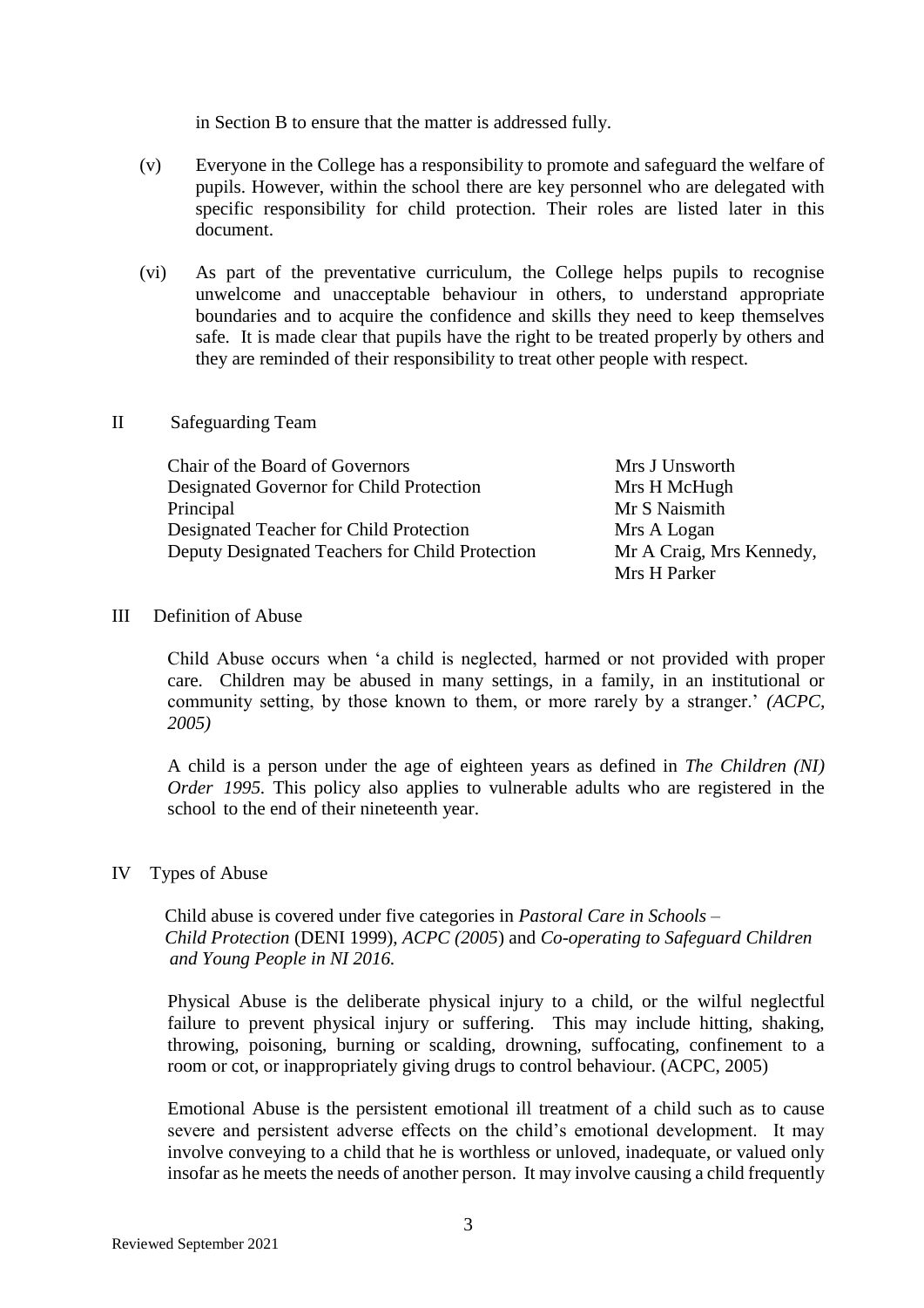in Section B to ensure that the matter is addressed fully.

(v) Everyone in the College has a responsibility to promote and safeguard the welfare of pupils. However, within the school there are key personnel who are delegated with specific responsibility for child protection. Their roles are listed later in this document.

(vi) As part of the preventative curriculum, the College helps pupils to recognise unwelcome and unacceptable behaviour in others, to understand appropriate boundaries and to acquire the confidence and skills they need to keep themselves safe. It is made clear that pupils have the right to be treated properly by others and they are reminded of their responsibility to treat other people with respect.

## II Safeguarding Team

| | |
|---|---|
| Chair of the Board of Governors | Mrs J Unsworth |
| Designated Governor for Child Protection | Mrs H McHugh |
| Principal | Mr S Naismith |
| Designated Teacher for Child Protection | Mrs A Logan |
| Deputy Designated Teachers for Child Protection | Mr A Craig, Mrs Kennedy, Mrs H Parker |

## III Definition of Abuse

Child Abuse occurs when 'a child is neglected, harmed or not provided with proper care. Children may be abused in many settings, in a family, in an institutional or community setting, by those known to them, or more rarely by a stranger.' *(ACPC, 2005)*

A child is a person under the age of eighteen years as defined in *The Children (NI) Order 1995.* This policy also applies to vulnerable adults who are registered in the school to the end of their nineteenth year.

## IV Types of Abuse

Child abuse is covered under five categories in *Pastoral Care in Schools – Child Protection* (DENI 1999), *ACPC (2005*) and *Co-operating to Safeguard Children and Young People in NI 2016.*

Physical Abuse is the deliberate physical injury to a child, or the wilful neglectful failure to prevent physical injury or suffering. This may include hitting, shaking, throwing, poisoning, burning or scalding, drowning, suffocating, confinement to a room or cot, or inappropriately giving drugs to control behaviour. (ACPC, 2005)

Emotional Abuse is the persistent emotional ill treatment of a child such as to cause severe and persistent adverse effects on the child's emotional development. It may involve conveying to a child that he is worthless or unloved, inadequate, or valued only insofar as he meets the needs of another person. It may involve causing a child frequently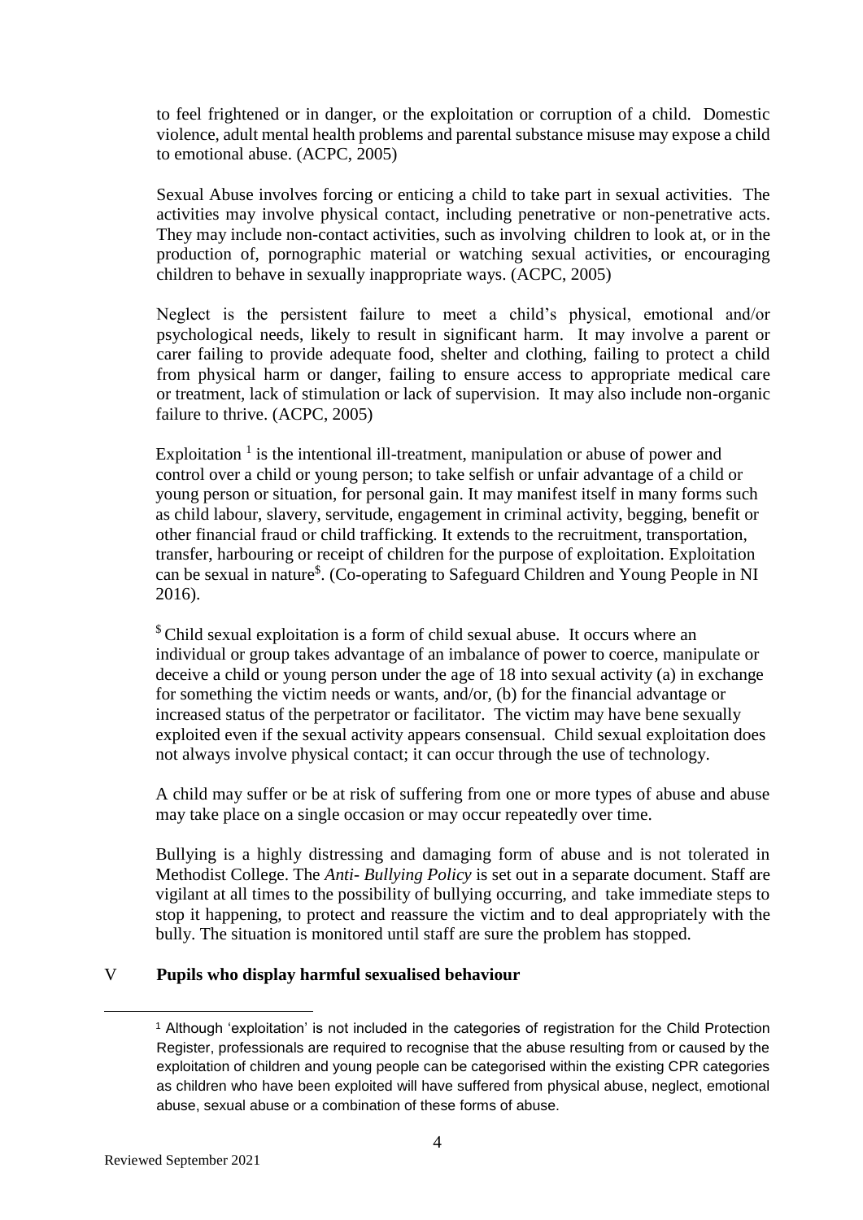to feel frightened or in danger, or the exploitation or corruption of a child. Domestic violence, adult mental health problems and parental substance misuse may expose a child to emotional abuse. (ACPC, 2005)

Sexual Abuse involves forcing or enticing a child to take part in sexual activities. The activities may involve physical contact, including penetrative or non-penetrative acts. They may include non-contact activities, such as involving children to look at, or in the production of, pornographic material or watching sexual activities, or encouraging children to behave in sexually inappropriate ways. (ACPC, 2005)

Neglect is the persistent failure to meet a child's physical, emotional and/or psychological needs, likely to result in significant harm. It may involve a parent or carer failing to provide adequate food, shelter and clothing, failing to protect a child from physical harm or danger, failing to ensure access to appropriate medical care or treatment, lack of stimulation or lack of supervision. It may also include non-organic failure to thrive. (ACPC, 2005)

Exploitation [1] is the intentional ill-treatment, manipulation or abuse of power and control over a child or young person; to take selfish or unfair advantage of a child or young person or situation, for personal gain. It may manifest itself in many forms such as child labour, slavery, servitude, engagement in criminal activity, begging, benefit or other financial fraud or child trafficking. It extends to the recruitment, transportation, transfer, harbouring or receipt of children for the purpose of exploitation. Exploitation can be sexual in nature[$]. (Co-operating to Safeguard Children and Young People in NI 2016).

[$] Child sexual exploitation is a form of child sexual abuse. It occurs where an individual or group takes advantage of an imbalance of power to coerce, manipulate or deceive a child or young person under the age of 18 into sexual activity (a) in exchange for something the victim needs or wants, and/or, (b) for the financial advantage or increased status of the perpetrator or facilitator. The victim may have bene sexually exploited even if the sexual activity appears consensual. Child sexual exploitation does not always involve physical contact; it can occur through the use of technology.

A child may suffer or be at risk of suffering from one or more types of abuse and abuse may take place on a single occasion or may occur repeatedly over time.

Bullying is a highly distressing and damaging form of abuse and is not tolerated in Methodist College. The *Anti- Bullying Policy* is set out in a separate document. Staff are vigilant at all times to the possibility of bullying occurring, and take immediate steps to stop it happening, to protect and reassure the victim and to deal appropriately with the bully. The situation is monitored until staff are sure the problem has stopped.

## V **Pupils who display harmful sexualised behaviour**

[1] Although 'exploitation' is not included in the categories of registration for the Child Protection Register, professionals are required to recognise that the abuse resulting from or caused by the exploitation of children and young people can be categorised within the existing CPR categories as children who have been exploited will have suffered from physical abuse, neglect, emotional abuse, sexual abuse or a combination of these forms of abuse.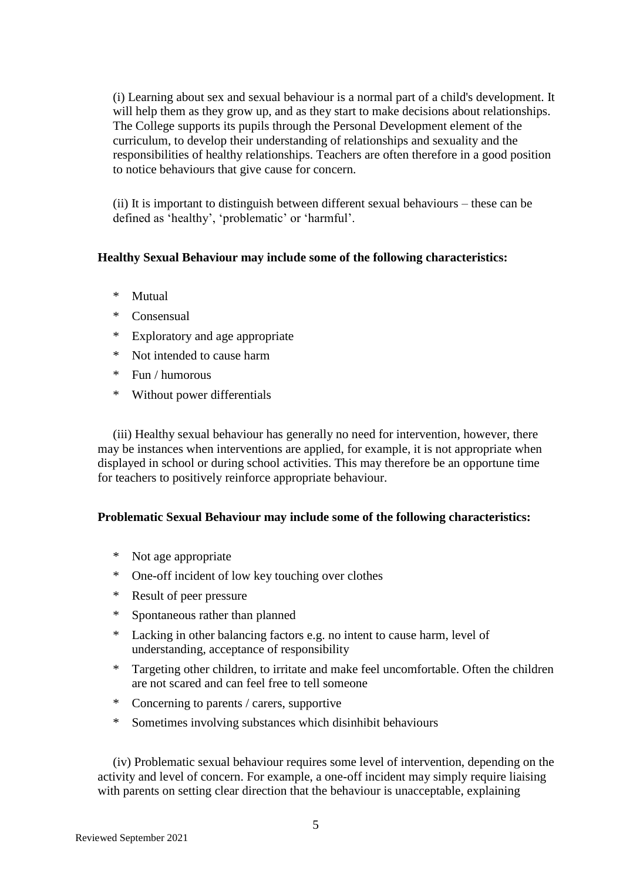(i) Learning about sex and sexual behaviour is a normal part of a child's development. It will help them as they grow up, and as they start to make decisions about relationships. The College supports its pupils through the Personal Development element of the curriculum, to develop their understanding of relationships and sexuality and the responsibilities of healthy relationships. Teachers are often therefore in a good position to notice behaviours that give cause for concern.

(ii) It is important to distinguish between different sexual behaviours – these can be defined as 'healthy', 'problematic' or 'harmful'.

**Healthy Sexual Behaviour may include some of the following characteristics:**

- Mutual
- Consensual
- Exploratory and age appropriate
- Not intended to cause harm
- Fun / humorous
- Without power differentials

(iii) Healthy sexual behaviour has generally no need for intervention, however, there may be instances when interventions are applied, for example, it is not appropriate when displayed in school or during school activities. This may therefore be an opportune time for teachers to positively reinforce appropriate behaviour.

**Problematic Sexual Behaviour may include some of the following characteristics:**

- Not age appropriate
- One-off incident of low key touching over clothes
- Result of peer pressure
- Spontaneous rather than planned
- Lacking in other balancing factors e.g. no intent to cause harm, level of understanding, acceptance of responsibility
- Targeting other children, to irritate and make feel uncomfortable. Often the children are not scared and can feel free to tell someone
- Concerning to parents / carers, supportive
- Sometimes involving substances which disinhibit behaviours

(iv) Problematic sexual behaviour requires some level of intervention, depending on the activity and level of concern. For example, a one-off incident may simply require liaising with parents on setting clear direction that the behaviour is unacceptable, explaining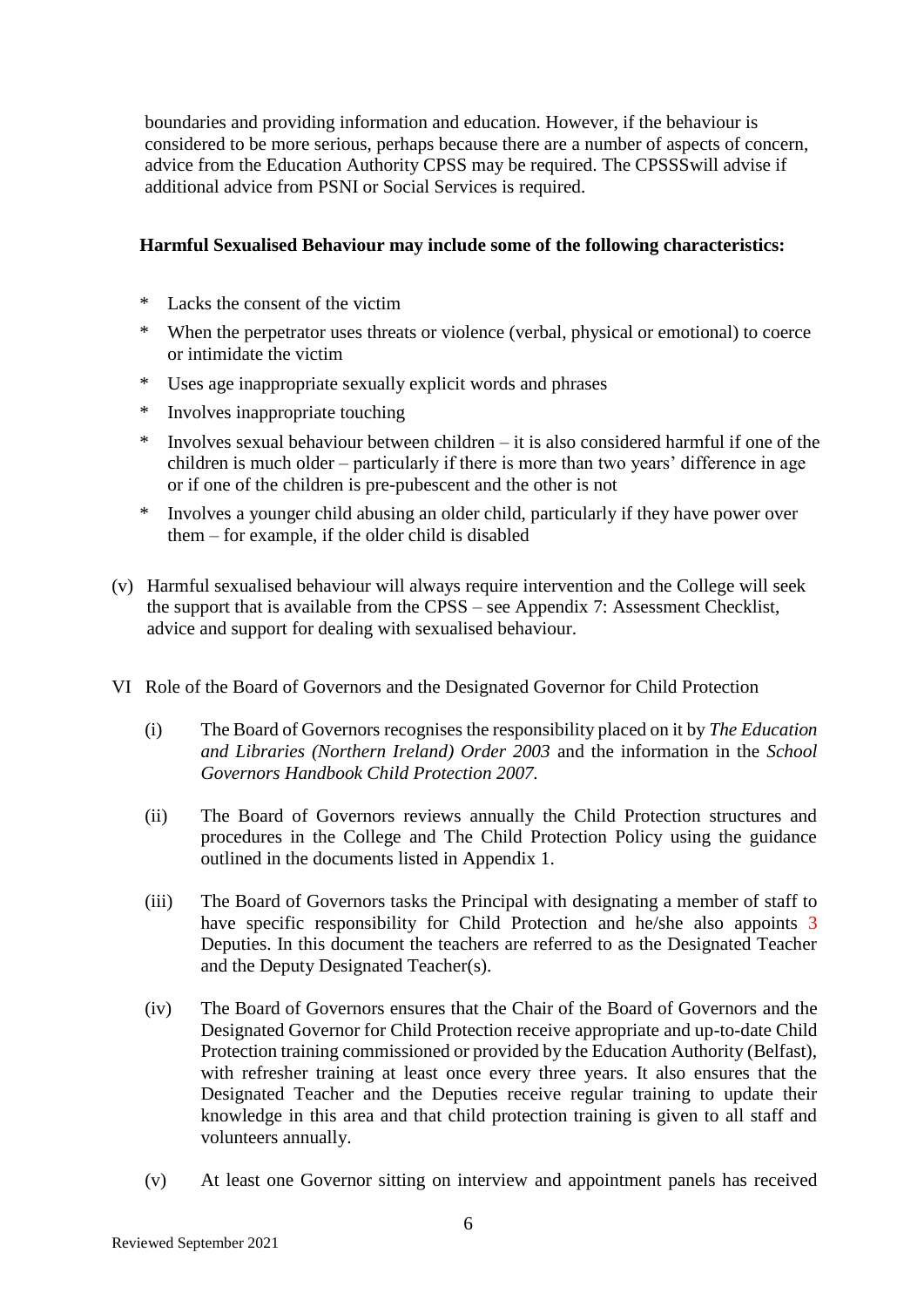boundaries and providing information and education. However, if the behaviour is considered to be more serious, perhaps because there are a number of aspects of concern, advice from the Education Authority CPSS may be required. The CPSSSwill advise if additional advice from PSNI or Social Services is required.

**Harmful Sexualised Behaviour may include some of the following characteristics:**

- Lacks the consent of the victim
- When the perpetrator uses threats or violence (verbal, physical or emotional) to coerce or intimidate the victim
- Uses age inappropriate sexually explicit words and phrases
- Involves inappropriate touching
- Involves sexual behaviour between children – it is also considered harmful if one of the children is much older – particularly if there is more than two years' difference in age or if one of the children is pre-pubescent and the other is not
- Involves a younger child abusing an older child, particularly if they have power over them – for example, if the older child is disabled

(v) Harmful sexualised behaviour will always require intervention and the College will seek the support that is available from the CPSS – see Appendix 7: Assessment Checklist, advice and support for dealing with sexualised behaviour.

VI Role of the Board of Governors and the Designated Governor for Child Protection

(i) The Board of Governors recognises the responsibility placed on it by *The Education and Libraries (Northern Ireland) Order 2003* and the information in the *School Governors Handbook Child Protection 2007*.

(ii) The Board of Governors reviews annually the Child Protection structures and procedures in the College and The Child Protection Policy using the guidance outlined in the documents listed in Appendix 1.

(iii) The Board of Governors tasks the Principal with designating a member of staff to have specific responsibility for Child Protection and he/she also appoints 3 Deputies. In this document the teachers are referred to as the Designated Teacher and the Deputy Designated Teacher(s).

(iv) The Board of Governors ensures that the Chair of the Board of Governors and the Designated Governor for Child Protection receive appropriate and up-to-date Child Protection training commissioned or provided by the Education Authority (Belfast), with refresher training at least once every three years. It also ensures that the Designated Teacher and the Deputies receive regular training to update their knowledge in this area and that child protection training is given to all staff and volunteers annually.

(v) At least one Governor sitting on interview and appointment panels has received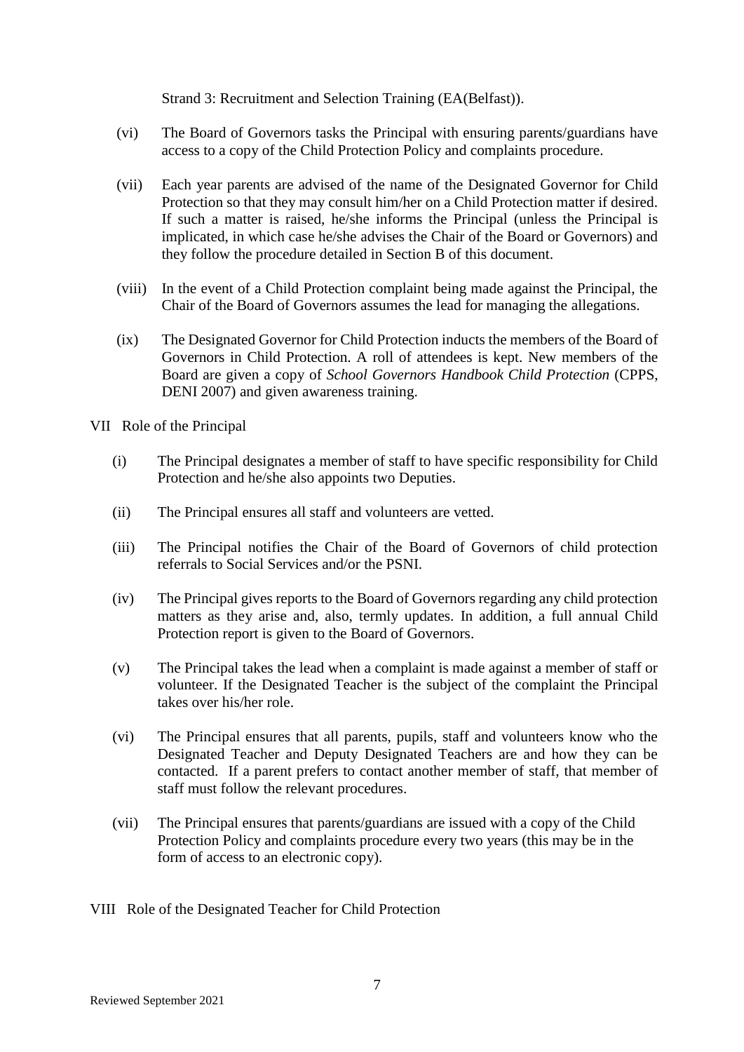Strand 3: Recruitment and Selection Training (EA(Belfast)).

(vi) The Board of Governors tasks the Principal with ensuring parents/guardians have access to a copy of the Child Protection Policy and complaints procedure.

(vii) Each year parents are advised of the name of the Designated Governor for Child Protection so that they may consult him/her on a Child Protection matter if desired. If such a matter is raised, he/she informs the Principal (unless the Principal is implicated, in which case he/she advises the Chair of the Board or Governors) and they follow the procedure detailed in Section B of this document.

(viii) In the event of a Child Protection complaint being made against the Principal, the Chair of the Board of Governors assumes the lead for managing the allegations.

(ix) The Designated Governor for Child Protection inducts the members of the Board of Governors in Child Protection. A roll of attendees is kept. New members of the Board are given a copy of *School Governors Handbook Child Protection* (CPPS, DENI 2007) and given awareness training.

VII Role of the Principal

(i) The Principal designates a member of staff to have specific responsibility for Child Protection and he/she also appoints two Deputies.

(ii) The Principal ensures all staff and volunteers are vetted.

(iii) The Principal notifies the Chair of the Board of Governors of child protection referrals to Social Services and/or the PSNI.

(iv) The Principal gives reports to the Board of Governors regarding any child protection matters as they arise and, also, termly updates. In addition, a full annual Child Protection report is given to the Board of Governors.

(v) The Principal takes the lead when a complaint is made against a member of staff or volunteer. If the Designated Teacher is the subject of the complaint the Principal takes over his/her role.

(vi) The Principal ensures that all parents, pupils, staff and volunteers know who the Designated Teacher and Deputy Designated Teachers are and how they can be contacted. If a parent prefers to contact another member of staff, that member of staff must follow the relevant procedures.

(vii) The Principal ensures that parents/guardians are issued with a copy of the Child Protection Policy and complaints procedure every two years (this may be in the form of access to an electronic copy).

VIII Role of the Designated Teacher for Child Protection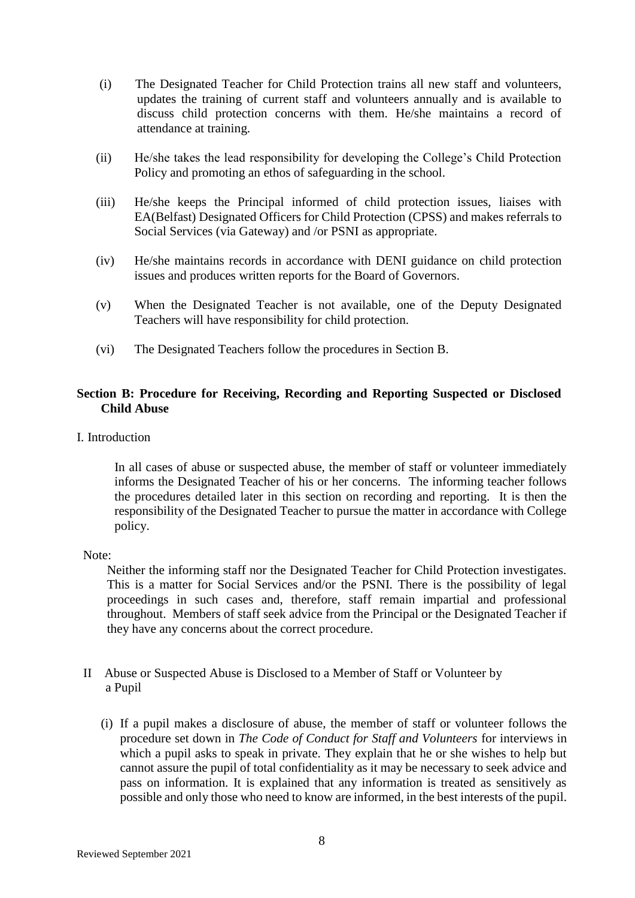(i) The Designated Teacher for Child Protection trains all new staff and volunteers, updates the training of current staff and volunteers annually and is available to discuss child protection concerns with them. He/she maintains a record of attendance at training.

(ii) He/she takes the lead responsibility for developing the College's Child Protection Policy and promoting an ethos of safeguarding in the school.

(iii) He/she keeps the Principal informed of child protection issues, liaises with EA(Belfast) Designated Officers for Child Protection (CPSS) and makes referrals to Social Services (via Gateway) and /or PSNI as appropriate.

(iv) He/she maintains records in accordance with DENI guidance on child protection issues and produces written reports for the Board of Governors.

(v) When the Designated Teacher is not available, one of the Deputy Designated Teachers will have responsibility for child protection.

(vi) The Designated Teachers follow the procedures in Section B.

## Section B: Procedure for Receiving, Recording and Reporting Suspected or Disclosed Child Abuse

I. Introduction

In all cases of abuse or suspected abuse, the member of staff or volunteer immediately informs the Designated Teacher of his or her concerns. The informing teacher follows the procedures detailed later in this section on recording and reporting. It is then the responsibility of the Designated Teacher to pursue the matter in accordance with College policy.

Note:

Neither the informing staff nor the Designated Teacher for Child Protection investigates. This is a matter for Social Services and/or the PSNI. There is the possibility of legal proceedings in such cases and, therefore, staff remain impartial and professional throughout. Members of staff seek advice from the Principal or the Designated Teacher if they have any concerns about the correct procedure.

II Abuse or Suspected Abuse is Disclosed to a Member of Staff or Volunteer by a Pupil

(i) If a pupil makes a disclosure of abuse, the member of staff or volunteer follows the procedure set down in *The Code of Conduct for Staff and Volunteers* for interviews in which a pupil asks to speak in private. They explain that he or she wishes to help but cannot assure the pupil of total confidentiality as it may be necessary to seek advice and pass on information. It is explained that any information is treated as sensitively as possible and only those who need to know are informed, in the best interests of the pupil.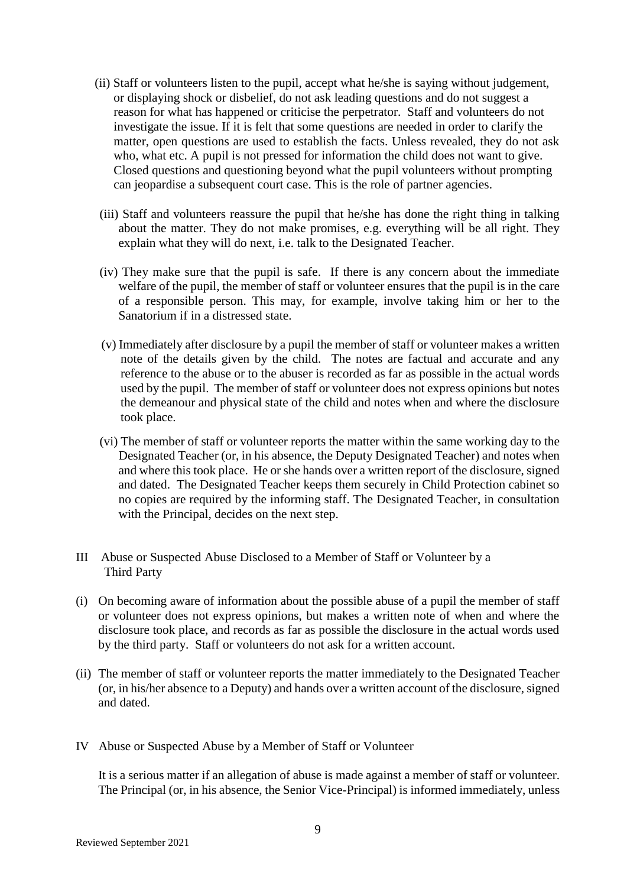(ii) Staff or volunteers listen to the pupil, accept what he/she is saying without judgement, or displaying shock or disbelief, do not ask leading questions and do not suggest a reason for what has happened or criticise the perpetrator. Staff and volunteers do not investigate the issue. If it is felt that some questions are needed in order to clarify the matter, open questions are used to establish the facts. Unless revealed, they do not ask who, what etc. A pupil is not pressed for information the child does not want to give. Closed questions and questioning beyond what the pupil volunteers without prompting can jeopardise a subsequent court case. This is the role of partner agencies.

(iii) Staff and volunteers reassure the pupil that he/she has done the right thing in talking about the matter. They do not make promises, e.g. everything will be all right. They explain what they will do next, i.e. talk to the Designated Teacher.

(iv) They make sure that the pupil is safe. If there is any concern about the immediate welfare of the pupil, the member of staff or volunteer ensures that the pupil is in the care of a responsible person. This may, for example, involve taking him or her to the Sanatorium if in a distressed state.

(v) Immediately after disclosure by a pupil the member of staff or volunteer makes a written note of the details given by the child. The notes are factual and accurate and any reference to the abuse or to the abuser is recorded as far as possible in the actual words used by the pupil. The member of staff or volunteer does not express opinions but notes the demeanour and physical state of the child and notes when and where the disclosure took place.

(vi) The member of staff or volunteer reports the matter within the same working day to the Designated Teacher (or, in his absence, the Deputy Designated Teacher) and notes when and where this took place. He or she hands over a written report of the disclosure, signed and dated. The Designated Teacher keeps them securely in Child Protection cabinet so no copies are required by the informing staff. The Designated Teacher, in consultation with the Principal, decides on the next step.

## III Abuse or Suspected Abuse Disclosed to a Member of Staff or Volunteer by a Third Party

(i) On becoming aware of information about the possible abuse of a pupil the member of staff or volunteer does not express opinions, but makes a written note of when and where the disclosure took place, and records as far as possible the disclosure in the actual words used by the third party. Staff or volunteers do not ask for a written account.

(ii) The member of staff or volunteer reports the matter immediately to the Designated Teacher (or, in his/her absence to a Deputy) and hands over a written account of the disclosure, signed and dated.

## IV Abuse or Suspected Abuse by a Member of Staff or Volunteer

It is a serious matter if an allegation of abuse is made against a member of staff or volunteer. The Principal (or, in his absence, the Senior Vice-Principal) is informed immediately, unless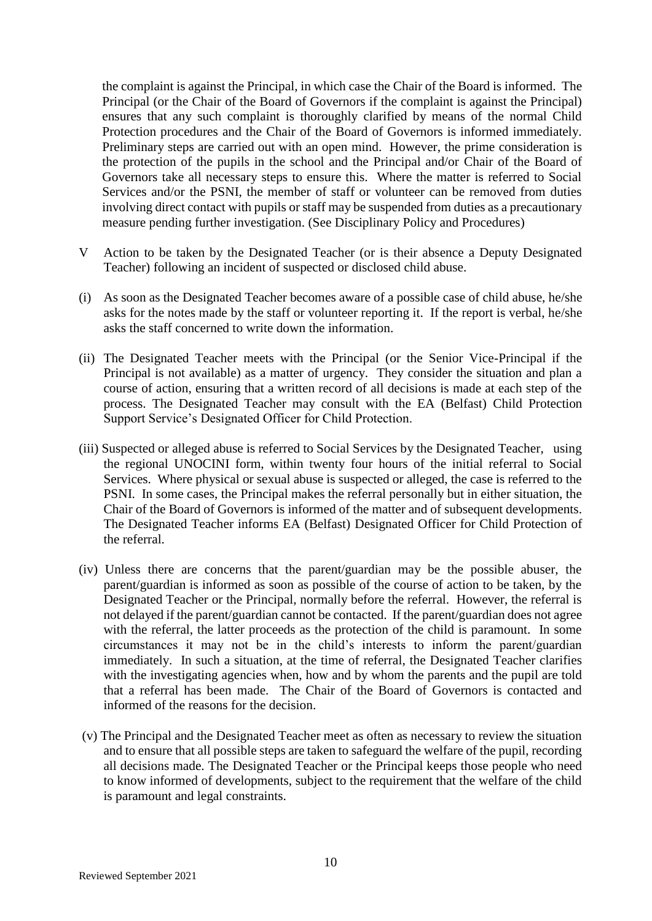the complaint is against the Principal, in which case the Chair of the Board is informed. The Principal (or the Chair of the Board of Governors if the complaint is against the Principal) ensures that any such complaint is thoroughly clarified by means of the normal Child Protection procedures and the Chair of the Board of Governors is informed immediately. Preliminary steps are carried out with an open mind. However, the prime consideration is the protection of the pupils in the school and the Principal and/or Chair of the Board of Governors take all necessary steps to ensure this. Where the matter is referred to Social Services and/or the PSNI, the member of staff or volunteer can be removed from duties involving direct contact with pupils or staff may be suspended from duties as a precautionary measure pending further investigation. (See Disciplinary Policy and Procedures)

V Action to be taken by the Designated Teacher (or is their absence a Deputy Designated Teacher) following an incident of suspected or disclosed child abuse.

(i) As soon as the Designated Teacher becomes aware of a possible case of child abuse, he/she asks for the notes made by the staff or volunteer reporting it. If the report is verbal, he/she asks the staff concerned to write down the information.

(ii) The Designated Teacher meets with the Principal (or the Senior Vice-Principal if the Principal is not available) as a matter of urgency. They consider the situation and plan a course of action, ensuring that a written record of all decisions is made at each step of the process. The Designated Teacher may consult with the EA (Belfast) Child Protection Support Service's Designated Officer for Child Protection.

(iii) Suspected or alleged abuse is referred to Social Services by the Designated Teacher, using the regional UNOCINI form, within twenty four hours of the initial referral to Social Services. Where physical or sexual abuse is suspected or alleged, the case is referred to the PSNI. In some cases, the Principal makes the referral personally but in either situation, the Chair of the Board of Governors is informed of the matter and of subsequent developments. The Designated Teacher informs EA (Belfast) Designated Officer for Child Protection of the referral.

(iv) Unless there are concerns that the parent/guardian may be the possible abuser, the parent/guardian is informed as soon as possible of the course of action to be taken, by the Designated Teacher or the Principal, normally before the referral. However, the referral is not delayed if the parent/guardian cannot be contacted. If the parent/guardian does not agree with the referral, the latter proceeds as the protection of the child is paramount. In some circumstances it may not be in the child's interests to inform the parent/guardian immediately. In such a situation, at the time of referral, the Designated Teacher clarifies with the investigating agencies when, how and by whom the parents and the pupil are told that a referral has been made. The Chair of the Board of Governors is contacted and informed of the reasons for the decision.

(v) The Principal and the Designated Teacher meet as often as necessary to review the situation and to ensure that all possible steps are taken to safeguard the welfare of the pupil, recording all decisions made. The Designated Teacher or the Principal keeps those people who need to know informed of developments, subject to the requirement that the welfare of the child is paramount and legal constraints.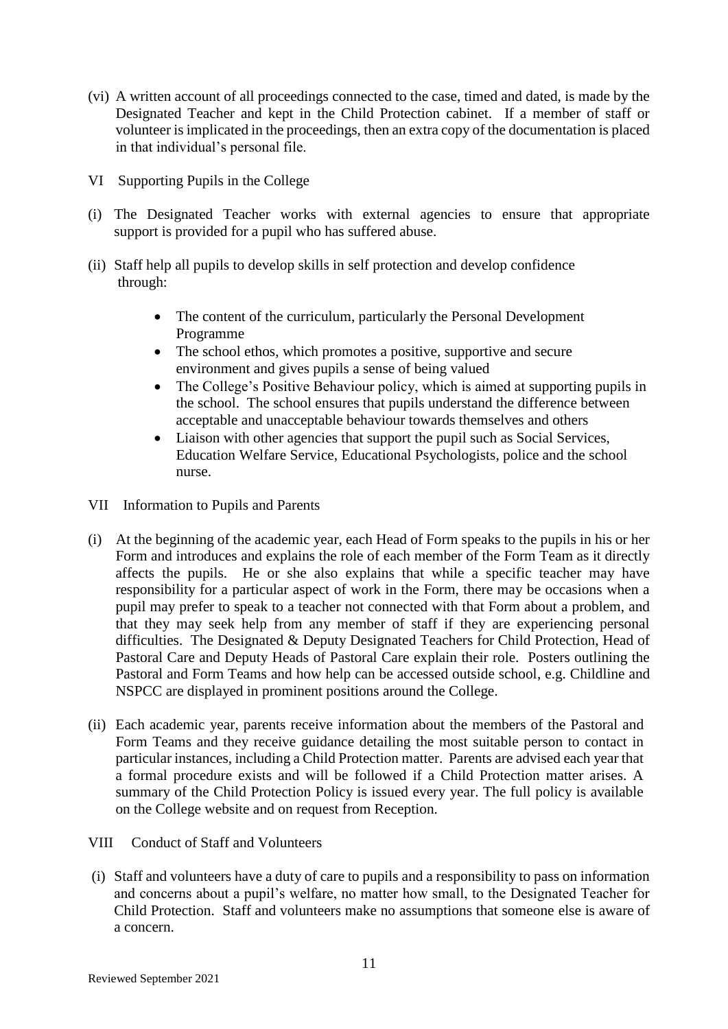(vi) A written account of all proceedings connected to the case, timed and dated, is made by the Designated Teacher and kept in the Child Protection cabinet. If a member of staff or volunteer is implicated in the proceedings, then an extra copy of the documentation is placed in that individual's personal file.

## VI Supporting Pupils in the College

(i) The Designated Teacher works with external agencies to ensure that appropriate support is provided for a pupil who has suffered abuse.

(ii) Staff help all pupils to develop skills in self protection and develop confidence through:

- The content of the curriculum, particularly the Personal Development Programme
- The school ethos, which promotes a positive, supportive and secure environment and gives pupils a sense of being valued
- The College's Positive Behaviour policy, which is aimed at supporting pupils in the school. The school ensures that pupils understand the difference between acceptable and unacceptable behaviour towards themselves and others
- Liaison with other agencies that support the pupil such as Social Services, Education Welfare Service, Educational Psychologists, police and the school nurse.

## VII Information to Pupils and Parents

(i) At the beginning of the academic year, each Head of Form speaks to the pupils in his or her Form and introduces and explains the role of each member of the Form Team as it directly affects the pupils. He or she also explains that while a specific teacher may have responsibility for a particular aspect of work in the Form, there may be occasions when a pupil may prefer to speak to a teacher not connected with that Form about a problem, and that they may seek help from any member of staff if they are experiencing personal difficulties. The Designated & Deputy Designated Teachers for Child Protection, Head of Pastoral Care and Deputy Heads of Pastoral Care explain their role. Posters outlining the Pastoral and Form Teams and how help can be accessed outside school, e.g. Childline and NSPCC are displayed in prominent positions around the College.

(ii) Each academic year, parents receive information about the members of the Pastoral and Form Teams and they receive guidance detailing the most suitable person to contact in particular instances, including a Child Protection matter. Parents are advised each year that a formal procedure exists and will be followed if a Child Protection matter arises. A summary of the Child Protection Policy is issued every year. The full policy is available on the College website and on request from Reception.

## VIII Conduct of Staff and Volunteers

(i) Staff and volunteers have a duty of care to pupils and a responsibility to pass on information and concerns about a pupil's welfare, no matter how small, to the Designated Teacher for Child Protection. Staff and volunteers make no assumptions that someone else is aware of a concern.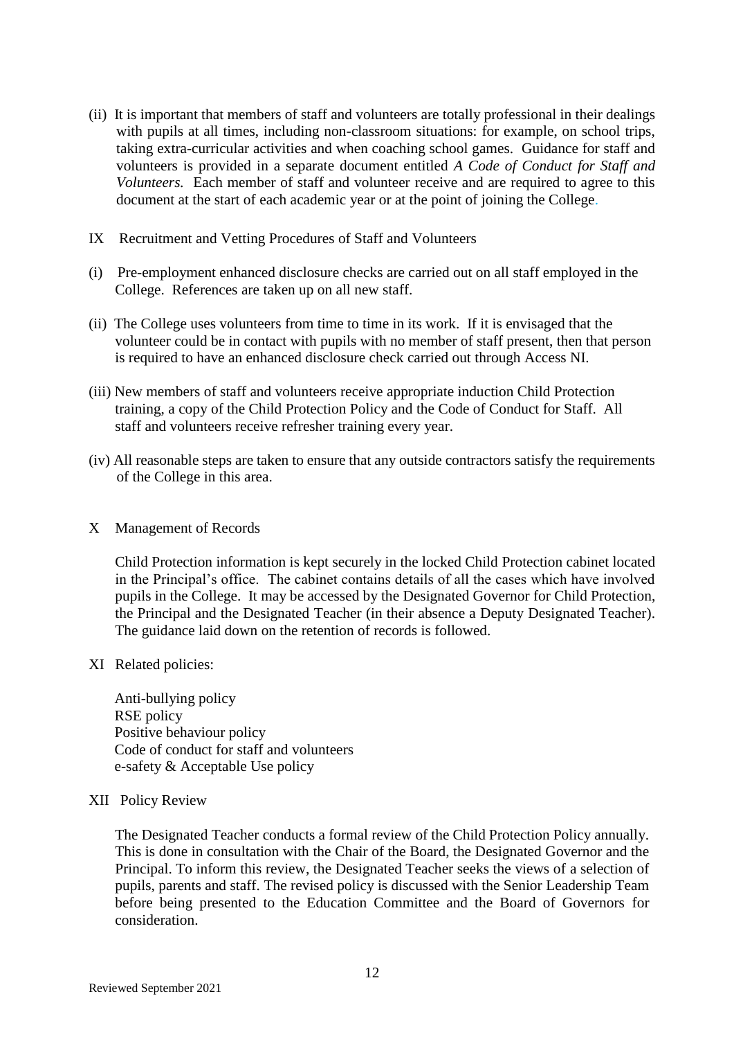(ii) It is important that members of staff and volunteers are totally professional in their dealings with pupils at all times, including non-classroom situations: for example, on school trips, taking extra-curricular activities and when coaching school games. Guidance for staff and volunteers is provided in a separate document entitled *A Code of Conduct for Staff and Volunteers.* Each member of staff and volunteer receive and are required to agree to this document at the start of each academic year or at the point of joining the College.

## IX Recruitment and Vetting Procedures of Staff and Volunteers

(i) Pre-employment enhanced disclosure checks are carried out on all staff employed in the College. References are taken up on all new staff.

(ii) The College uses volunteers from time to time in its work. If it is envisaged that the volunteer could be in contact with pupils with no member of staff present, then that person is required to have an enhanced disclosure check carried out through Access NI.

(iii) New members of staff and volunteers receive appropriate induction Child Protection training, a copy of the Child Protection Policy and the Code of Conduct for Staff. All staff and volunteers receive refresher training every year.

(iv) All reasonable steps are taken to ensure that any outside contractors satisfy the requirements of the College in this area.

## X Management of Records

Child Protection information is kept securely in the locked Child Protection cabinet located in the Principal's office. The cabinet contains details of all the cases which have involved pupils in the College. It may be accessed by the Designated Governor for Child Protection, the Principal and the Designated Teacher (in their absence a Deputy Designated Teacher). The guidance laid down on the retention of records is followed.

## XI Related policies:

Anti-bullying policy
RSE policy
Positive behaviour policy
Code of conduct for staff and volunteers
e-safety & Acceptable Use policy

## XII Policy Review

The Designated Teacher conducts a formal review of the Child Protection Policy annually. This is done in consultation with the Chair of the Board, the Designated Governor and the Principal. To inform this review, the Designated Teacher seeks the views of a selection of pupils, parents and staff. The revised policy is discussed with the Senior Leadership Team before being presented to the Education Committee and the Board of Governors for consideration.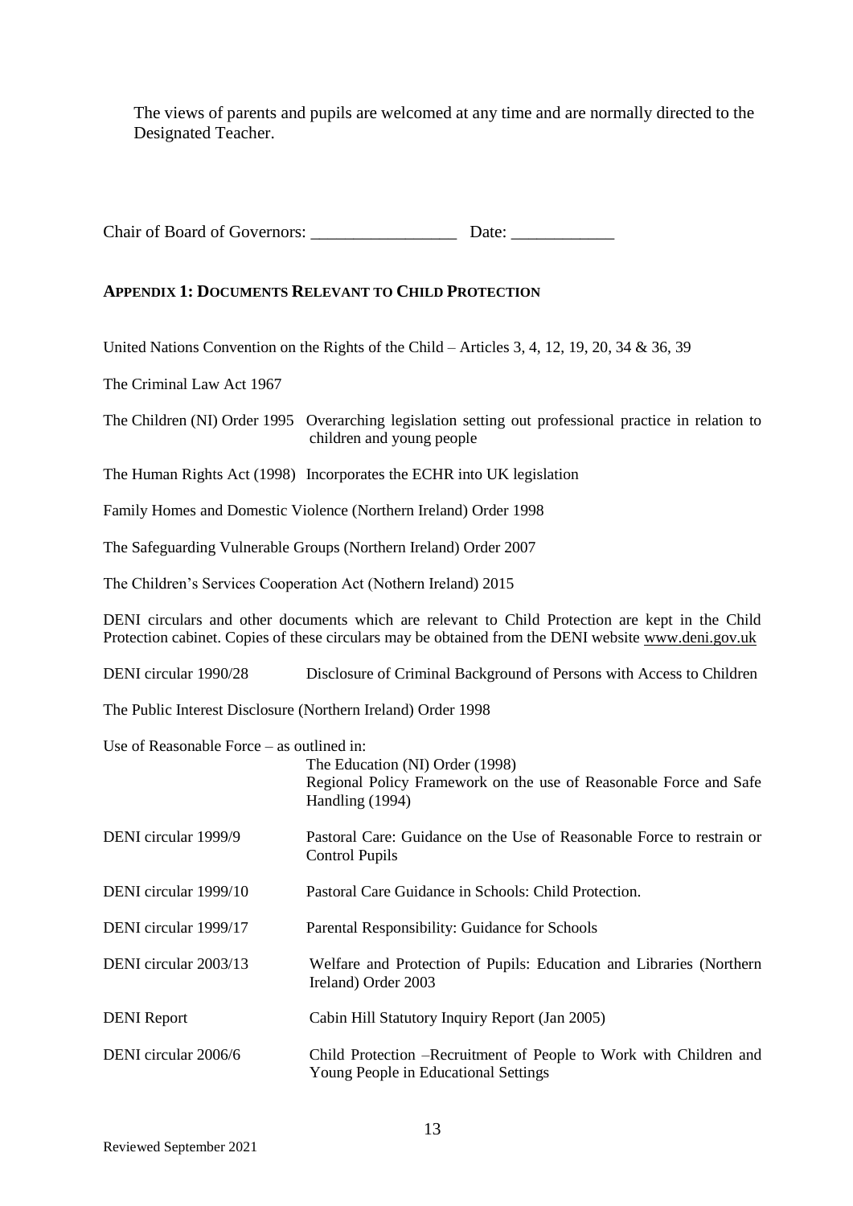The views of parents and pupils are welcomed at any time and are normally directed to the Designated Teacher.

Chair of Board of Governors: _________________ Date: ____________

## APPENDIX 1: DOCUMENTS RELEVANT TO CHILD PROTECTION

United Nations Convention on the Rights of the Child – Articles 3, 4, 12, 19, 20, 34 & 36, 39

The Criminal Law Act 1967

| | |
|---|---|
| The Children (NI) Order 1995 | Overarching legislation setting out professional practice in relation to children and young people |
| The Human Rights Act (1998) | Incorporates the ECHR into UK legislation |

Family Homes and Domestic Violence (Northern Ireland) Order 1998

The Safeguarding Vulnerable Groups (Northern Ireland) Order 2007

The Children's Services Cooperation Act (Nothern Ireland) 2015

DENI circulars and other documents which are relevant to Child Protection are kept in the Child Protection cabinet. Copies of these circulars may be obtained from the DENI website www.deni.gov.uk

| | |
|---|---|
| DENI circular 1990/28 | Disclosure of Criminal Background of Persons with Access to Children |

The Public Interest Disclosure (Northern Ireland) Order 1998

| | |
|---|---|
| Use of Reasonable Force – as outlined in: | The Education (NI) Order (1998)<br>Regional Policy Framework on the use of Reasonable Force and Safe Handling (1994) |
| DENI circular 1999/9 | Pastoral Care: Guidance on the Use of Reasonable Force to restrain or Control Pupils |
| DENI circular 1999/10 | Pastoral Care Guidance in Schools: Child Protection. |
| DENI circular 1999/17 | Parental Responsibility: Guidance for Schools |
| DENI circular 2003/13 | Welfare and Protection of Pupils: Education and Libraries (Northern Ireland) Order 2003 |
| DENI Report | Cabin Hill Statutory Inquiry Report (Jan 2005) |
| DENI circular 2006/6 | Child Protection –Recruitment of People to Work with Children and Young People in Educational Settings |

Reviewed September 2021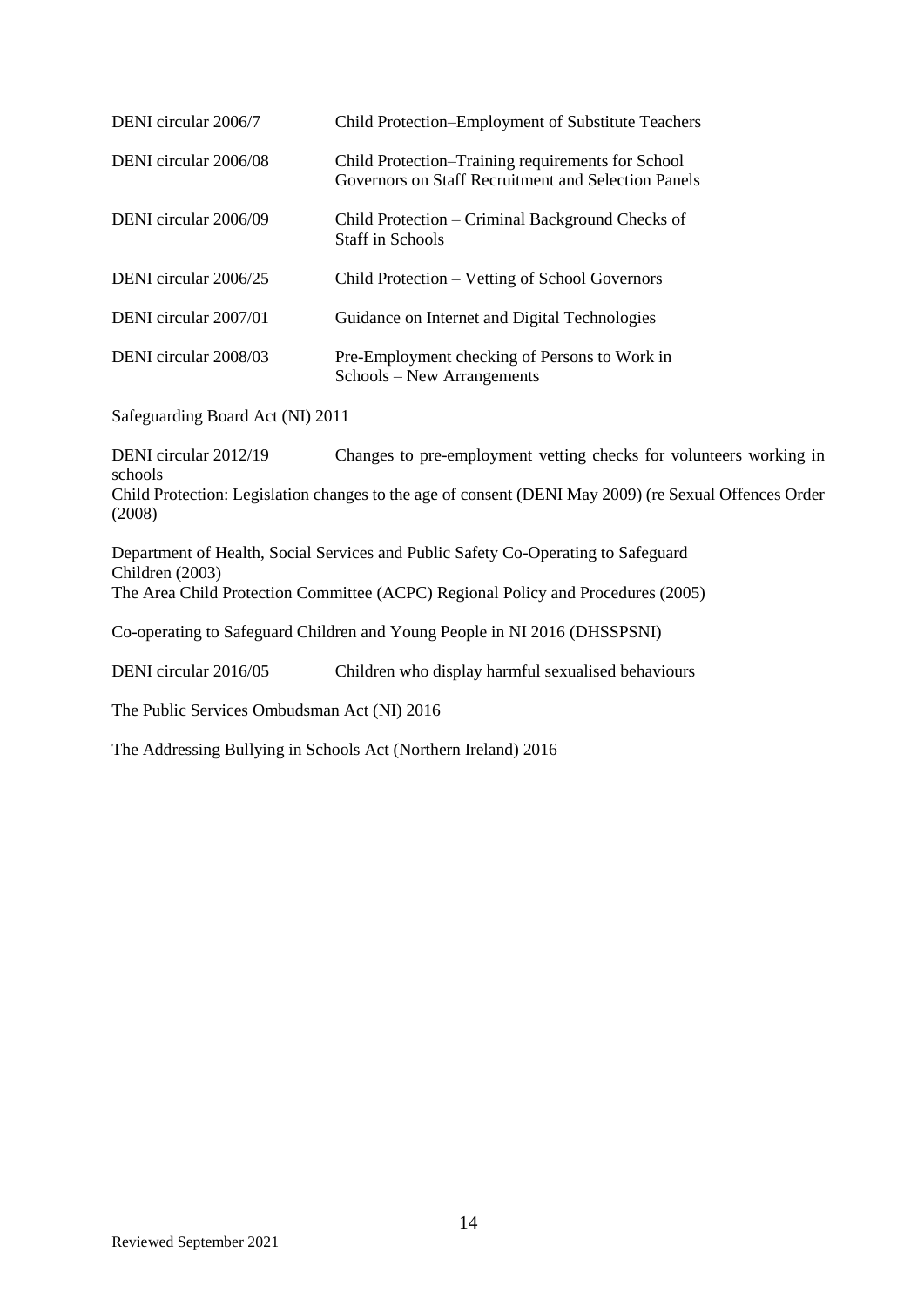| | |
|---|---|
| DENI circular 2006/7 | Child Protection–Employment of Substitute Teachers |
| DENI circular 2006/08 | Child Protection–Training requirements for School Governors on Staff Recruitment and Selection Panels |
| DENI circular 2006/09 | Child Protection – Criminal Background Checks of Staff in Schools |
| DENI circular 2006/25 | Child Protection – Vetting of School Governors |
| DENI circular 2007/01 | Guidance on Internet and Digital Technologies |
| DENI circular 2008/03 | Pre-Employment checking of Persons to Work in Schools – New Arrangements |

Safeguarding Board Act (NI) 2011

DENI circular 2012/19 Changes to pre-employment vetting checks for volunteers working in schools

Child Protection: Legislation changes to the age of consent (DENI May 2009) (re Sexual Offences Order (2008)

Department of Health, Social Services and Public Safety Co-Operating to Safeguard Children (2003)

The Area Child Protection Committee (ACPC) Regional Policy and Procedures (2005)

Co-operating to Safeguard Children and Young People in NI 2016 (DHSSPSNI)

DENI circular 2016/05 Children who display harmful sexualised behaviours

The Public Services Ombudsman Act (NI) 2016

The Addressing Bullying in Schools Act (Northern Ireland) 2016

Reviewed September 2021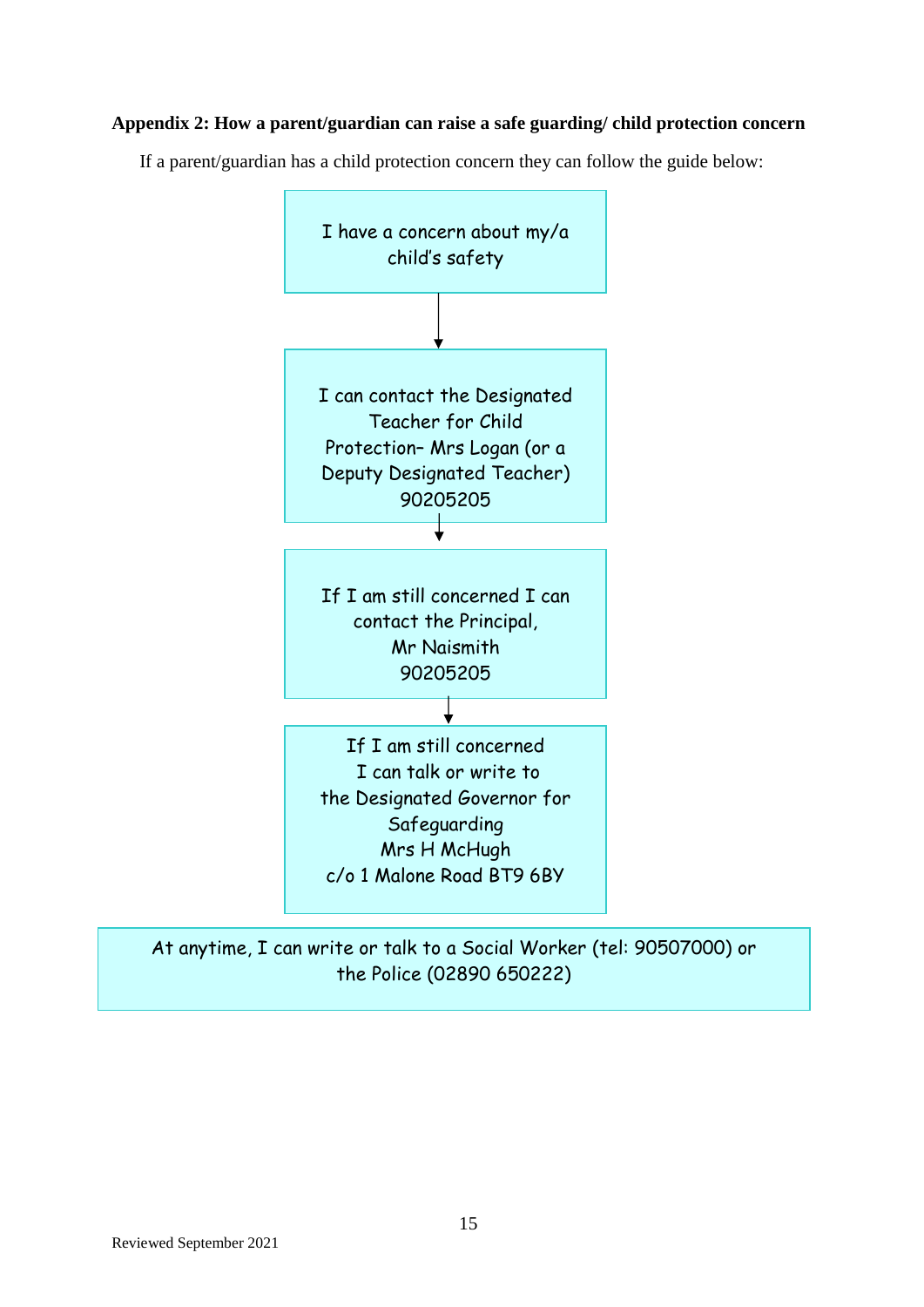**Appendix 2: How a parent/guardian can raise a safe guarding/ child protection concern**

If a parent/guardian has a child protection concern they can follow the guide below:

I have a concern about my/a child's safety

↓

I can contact the Designated Teacher for Child Protection– Mrs Logan (or a Deputy Designated Teacher) 90205205

↓

If I am still concerned I can contact the Principal, Mr Naismith 90205205

↓

If I am still concerned I can talk or write to the Designated Governor for Safeguarding Mrs H McHugh c/o 1 Malone Road BT9 6BY

At anytime, I can write or talk to a Social Worker (tel: 90507000) or the Police (02890 650222)

Reviewed September 2021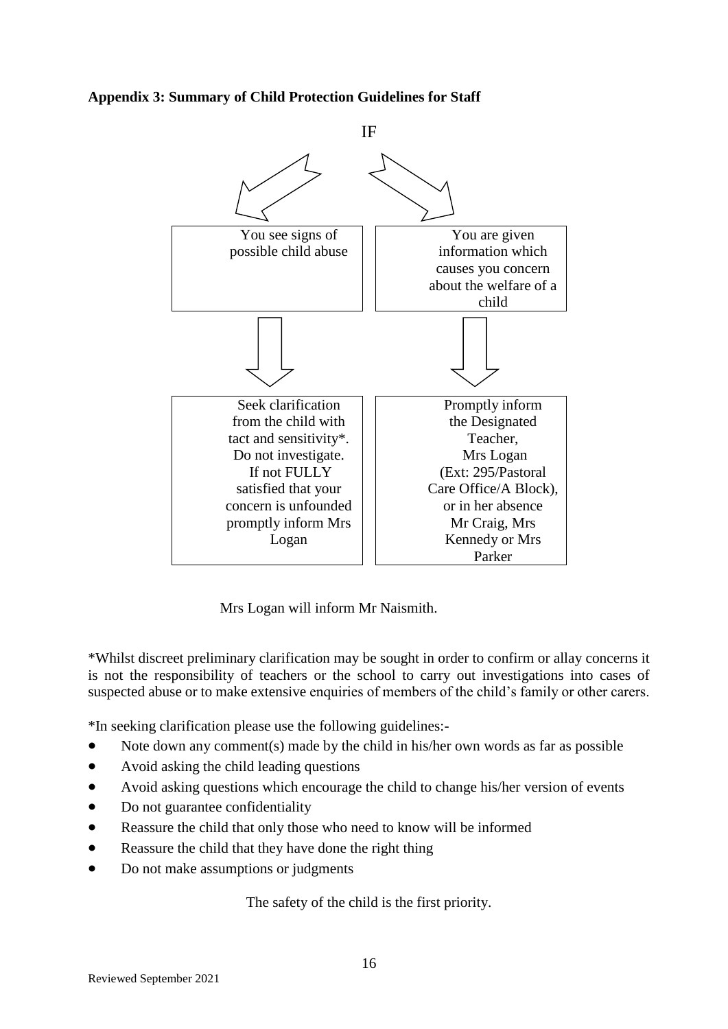### Appendix 3: Summary of Child Protection Guidelines for Staff

IF

| You see signs of possible child abuse | You are given information which causes you concern about the welfare of a child |
|---|---|
| ↓ | ↓ |
| Seek clarification from the child with tact and sensitivity*. Do not investigate. If not FULLY satisfied that your concern is unfounded promptly inform Mrs Logan | Promptly inform the Designated Teacher, Mrs Logan (Ext: 295/Pastoral Care Office/A Block), or in her absence Mr Craig, Mrs Kennedy or Mrs Parker |

Mrs Logan will inform Mr Naismith.

*Whilst discreet preliminary clarification may be sought in order to confirm or allay concerns it is not the responsibility of teachers or the school to carry out investigations into cases of suspected abuse or to make extensive enquiries of members of the child's family or other carers.

*In seeking clarification please use the following guidelines:-

- Note down any comment(s) made by the child in his/her own words as far as possible
- Avoid asking the child leading questions
- Avoid asking questions which encourage the child to change his/her version of events
- Do not guarantee confidentiality
- Reassure the child that only those who need to know will be informed
- Reassure the child that they have done the right thing
- Do not make assumptions or judgments

The safety of the child is the first priority.

Reviewed September 2021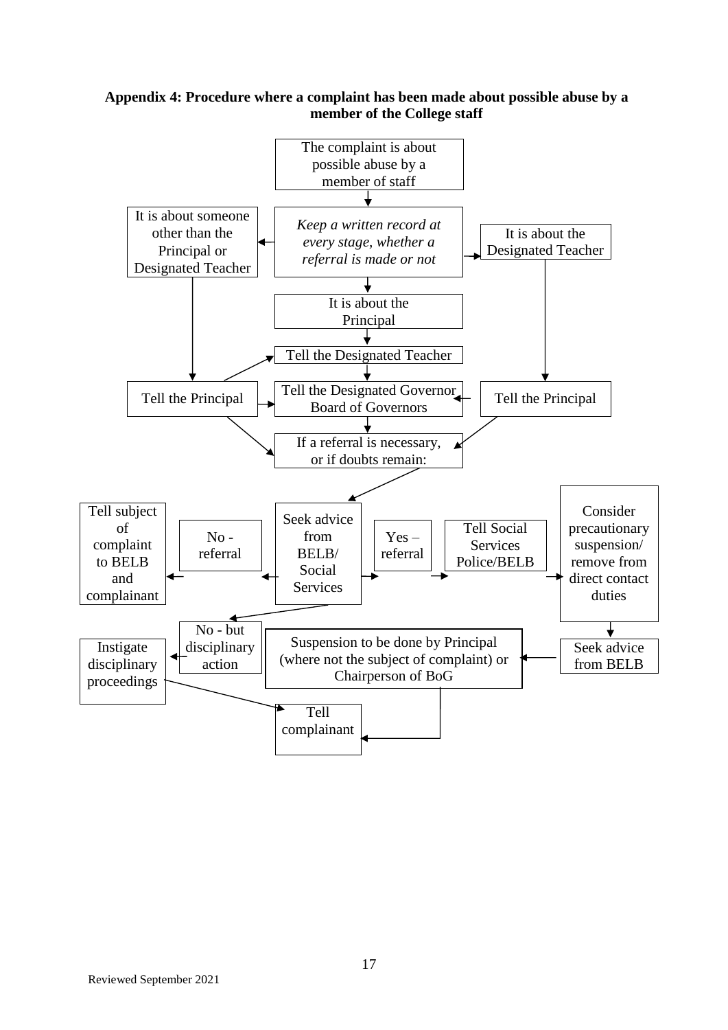**Appendix 4: Procedure where a complaint has been made about possible abuse by a member of the College staff**

The complaint is about possible abuse by a member of staff

*Keep a written record at every stage, whether a referral is made or not*

It is about someone other than the Principal or Designated Teacher

It is about the Designated Teacher

It is about the Principal

Tell the Designated Teacher

Tell the Principal

Tell the Designated Governor Board of Governors

Tell the Principal

If a referral is necessary, or if doubts remain:

Tell subject of complaint to BELB and complainant

No - referral

Seek advice from BELB/ Social Services

Yes – referral

Tell Social Services Police/BELB

Consider precautionary suspension/ remove from direct contact duties

Instigate disciplinary proceedings

No - but disciplinary action

Suspension to be done by Principal (where not the subject of complaint) or Chairperson of BoG

Seek advice from BELB

Tell complainant

Reviewed September 2021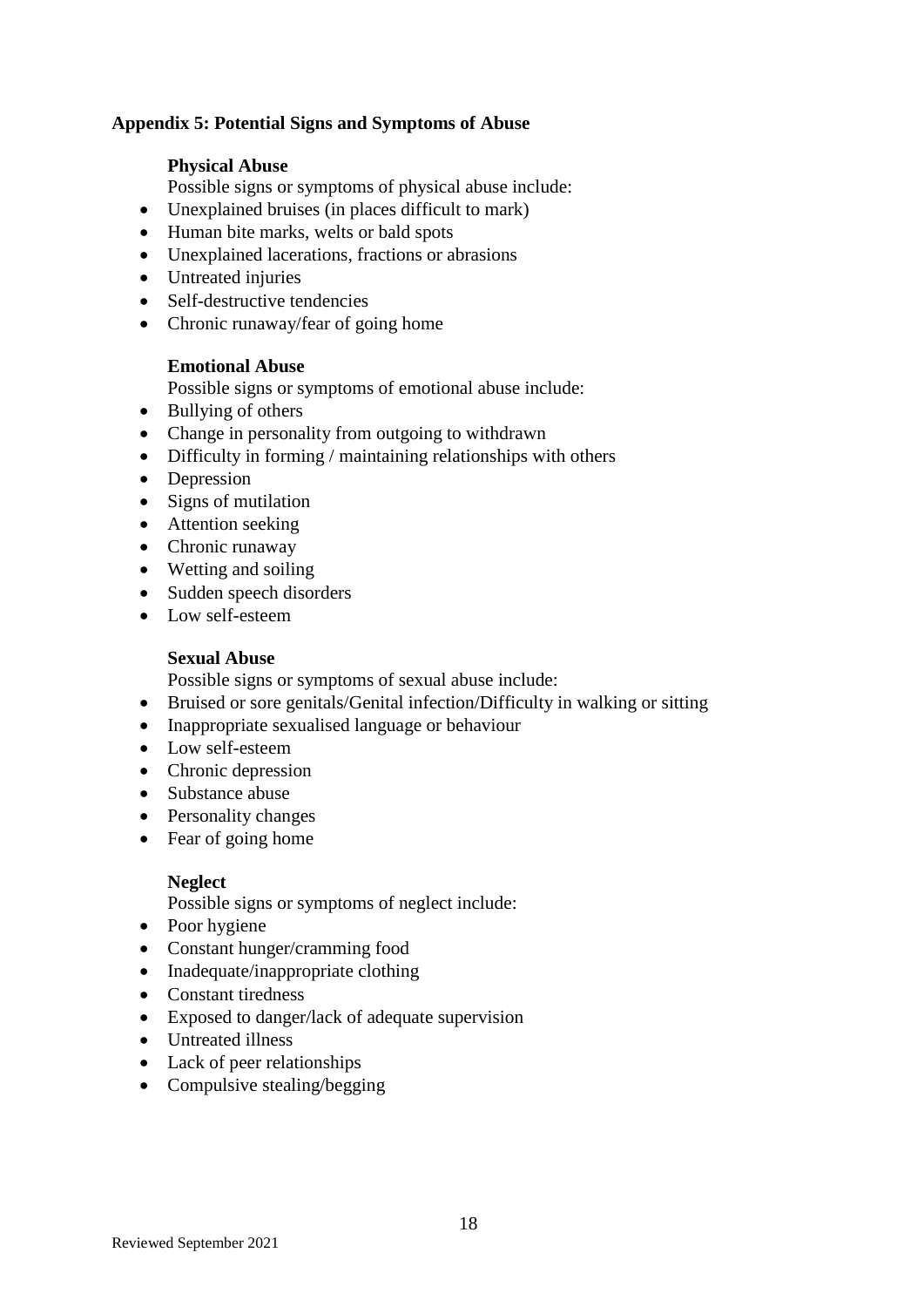## Appendix 5: Potential Signs and Symptoms of Abuse

### Physical Abuse

Possible signs or symptoms of physical abuse include:

- Unexplained bruises (in places difficult to mark)
- Human bite marks, welts or bald spots
- Unexplained lacerations, fractions or abrasions
- Untreated injuries
- Self-destructive tendencies
- Chronic runaway/fear of going home

### Emotional Abuse

Possible signs or symptoms of emotional abuse include:

- Bullying of others
- Change in personality from outgoing to withdrawn
- Difficulty in forming / maintaining relationships with others
- Depression
- Signs of mutilation
- Attention seeking
- Chronic runaway
- Wetting and soiling
- Sudden speech disorders
- Low self-esteem

### Sexual Abuse

Possible signs or symptoms of sexual abuse include:

- Bruised or sore genitals/Genital infection/Difficulty in walking or sitting
- Inappropriate sexualised language or behaviour
- Low self-esteem
- Chronic depression
- Substance abuse
- Personality changes
- Fear of going home

### Neglect

Possible signs or symptoms of neglect include:

- Poor hygiene
- Constant hunger/cramming food
- Inadequate/inappropriate clothing
- Constant tiredness
- Exposed to danger/lack of adequate supervision
- Untreated illness
- Lack of peer relationships
- Compulsive stealing/begging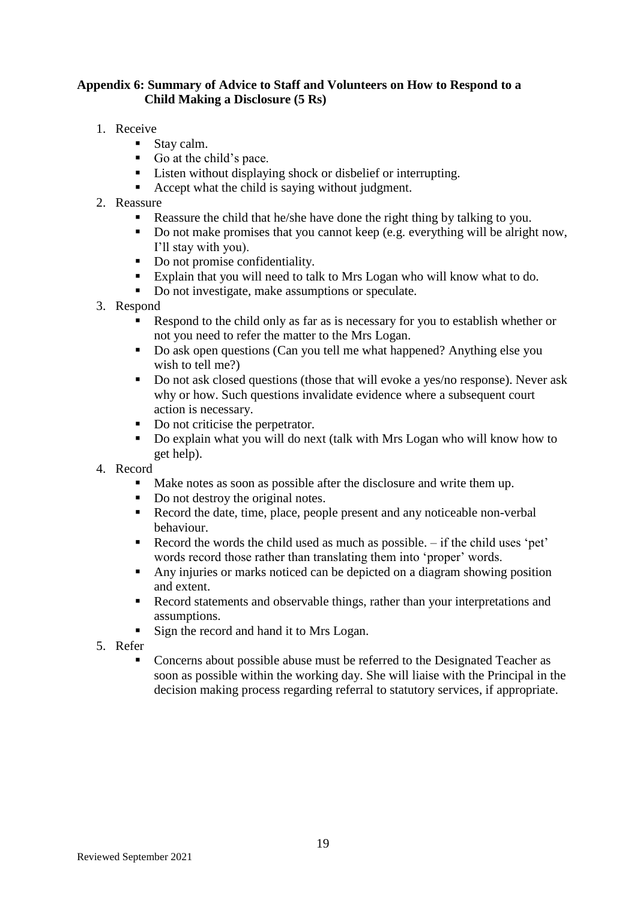## Appendix 6: Summary of Advice to Staff and Volunteers on How to Respond to a Child Making a Disclosure (5 Rs)

1. Receive
   - Stay calm.
   - Go at the child's pace.
   - Listen without displaying shock or disbelief or interrupting.
   - Accept what the child is saying without judgment.
2. Reassure
   - Reassure the child that he/she have done the right thing by talking to you.
   - Do not make promises that you cannot keep (e.g. everything will be alright now, I'll stay with you).
   - Do not promise confidentiality.
   - Explain that you will need to talk to Mrs Logan who will know what to do.
   - Do not investigate, make assumptions or speculate.
3. Respond
   - Respond to the child only as far as is necessary for you to establish whether or not you need to refer the matter to the Mrs Logan.
   - Do ask open questions (Can you tell me what happened? Anything else you wish to tell me?)
   - Do not ask closed questions (those that will evoke a yes/no response). Never ask why or how. Such questions invalidate evidence where a subsequent court action is necessary.
   - Do not criticise the perpetrator.
   - Do explain what you will do next (talk with Mrs Logan who will know how to get help).
4. Record
   - Make notes as soon as possible after the disclosure and write them up.
   - Do not destroy the original notes.
   - Record the date, time, place, people present and any noticeable non-verbal behaviour.
   - Record the words the child used as much as possible. – if the child uses 'pet' words record those rather than translating them into 'proper' words.
   - Any injuries or marks noticed can be depicted on a diagram showing position and extent.
   - Record statements and observable things, rather than your interpretations and assumptions.
   - Sign the record and hand it to Mrs Logan.
5. Refer
   - Concerns about possible abuse must be referred to the Designated Teacher as soon as possible within the working day. She will liaise with the Principal in the decision making process regarding referral to statutory services, if appropriate.

Reviewed September 2021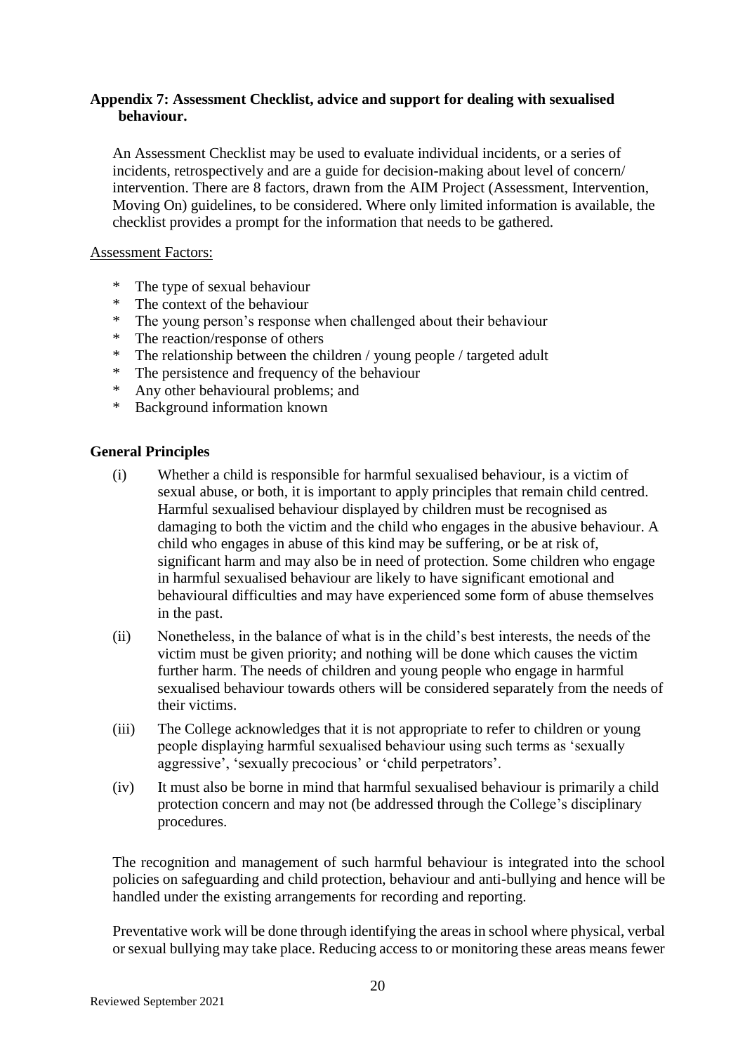**Appendix 7: Assessment Checklist, advice and support for dealing with sexualised behaviour.**

An Assessment Checklist may be used to evaluate individual incidents, or a series of incidents, retrospectively and are a guide for decision-making about level of concern/ intervention. There are 8 factors, drawn from the AIM Project (Assessment, Intervention, Moving On) guidelines, to be considered. Where only limited information is available, the checklist provides a prompt for the information that needs to be gathered.

Assessment Factors:

- The type of sexual behaviour
- The context of the behaviour
- The young person's response when challenged about their behaviour
- The reaction/response of others
- The relationship between the children / young people / targeted adult
- The persistence and frequency of the behaviour
- Any other behavioural problems; and
- Background information known

**General Principles**

(i) Whether a child is responsible for harmful sexualised behaviour, is a victim of sexual abuse, or both, it is important to apply principles that remain child centred. Harmful sexualised behaviour displayed by children must be recognised as damaging to both the victim and the child who engages in the abusive behaviour. A child who engages in abuse of this kind may be suffering, or be at risk of, significant harm and may also be in need of protection. Some children who engage in harmful sexualised behaviour are likely to have significant emotional and behavioural difficulties and may have experienced some form of abuse themselves in the past.

(ii) Nonetheless, in the balance of what is in the child's best interests, the needs of the victim must be given priority; and nothing will be done which causes the victim further harm. The needs of children and young people who engage in harmful sexualised behaviour towards others will be considered separately from the needs of their victims.

(iii) The College acknowledges that it is not appropriate to refer to children or young people displaying harmful sexualised behaviour using such terms as 'sexually aggressive', 'sexually precocious' or 'child perpetrators'.

(iv) It must also be borne in mind that harmful sexualised behaviour is primarily a child protection concern and may not (be addressed through the College's disciplinary procedures.

The recognition and management of such harmful behaviour is integrated into the school policies on safeguarding and child protection, behaviour and anti-bullying and hence will be handled under the existing arrangements for recording and reporting.

Preventative work will be done through identifying the areas in school where physical, verbal or sexual bullying may take place. Reducing access to or monitoring these areas means fewer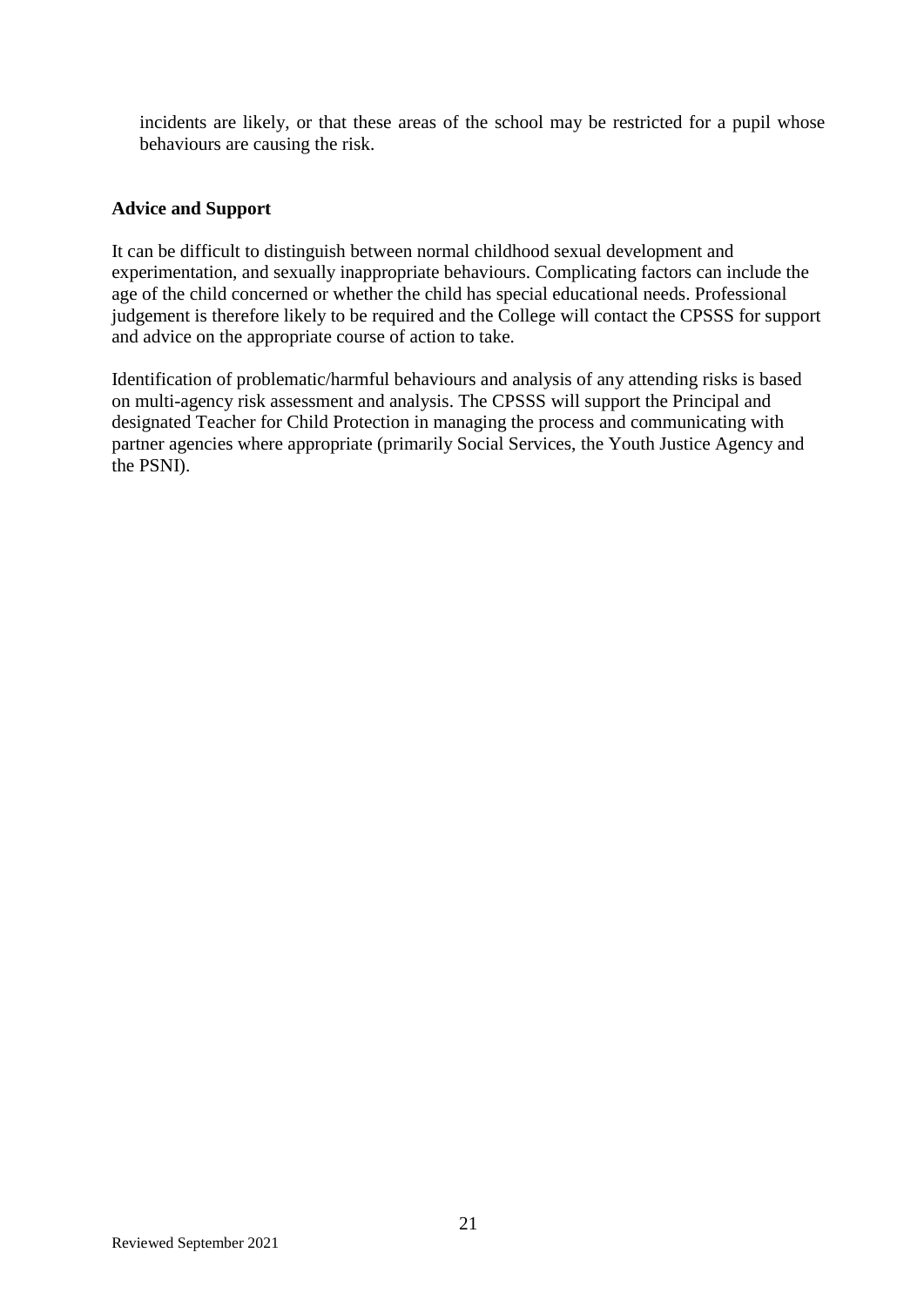incidents are likely, or that these areas of the school may be restricted for a pupil whose behaviours are causing the risk.

**Advice and Support**

It can be difficult to distinguish between normal childhood sexual development and experimentation, and sexually inappropriate behaviours. Complicating factors can include the age of the child concerned or whether the child has special educational needs. Professional judgement is therefore likely to be required and the College will contact the CPSSS for support and advice on the appropriate course of action to take.

Identification of problematic/harmful behaviours and analysis of any attending risks is based on multi-agency risk assessment and analysis. The CPSSS will support the Principal and designated Teacher for Child Protection in managing the process and communicating with partner agencies where appropriate (primarily Social Services, the Youth Justice Agency and the PSNI).

Reviewed September 2021